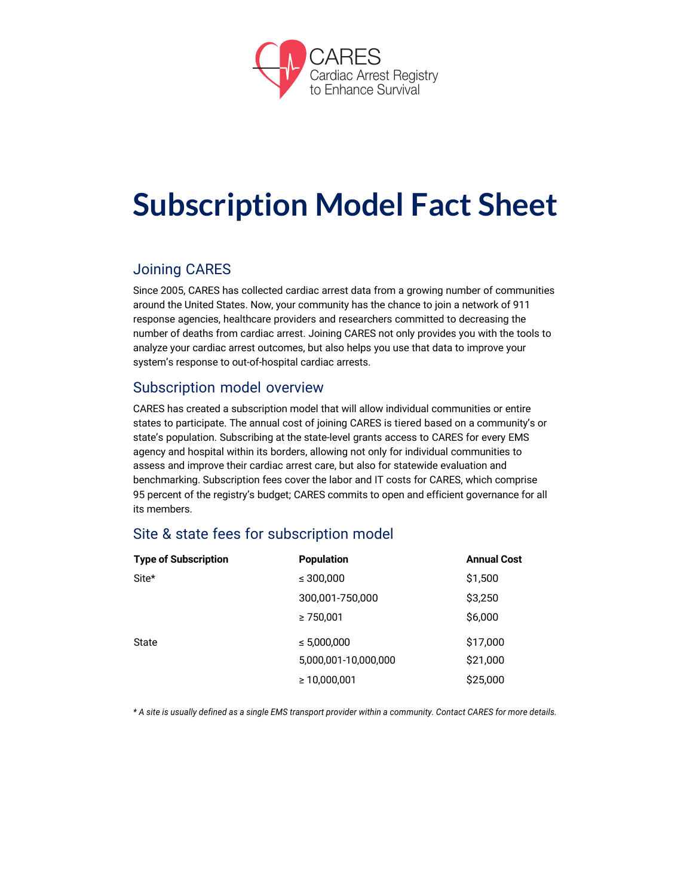CARES
Cardiac Arrest Registry to Enhance Survival

# Subscription Model Fact Sheet

## Joining CARES

Since 2005, CARES has collected cardiac arrest data from a growing number of communities around the United States. Now, your community has the chance to join a network of 911 response agencies, healthcare providers and researchers committed to decreasing the number of deaths from cardiac arrest. Joining CARES not only provides you with the tools to analyze your cardiac arrest outcomes, but also helps you use that data to improve your system's response to out-of-hospital cardiac arrests.

## Subscription model overview

CARES has created a subscription model that will allow individual communities or entire states to participate. The annual cost of joining CARES is tiered based on a community's or state's population. Subscribing at the state-level grants access to CARES for every EMS agency and hospital within its borders, allowing not only for individual communities to assess and improve their cardiac arrest care, but also for statewide evaluation and benchmarking. Subscription fees cover the labor and IT costs for CARES, which comprise 95 percent of the registry's budget; CARES commits to open and efficient governance for all its members.

## Site & state fees for subscription model

| Type of Subscription | Population | Annual Cost |
|---|---|---|
| Site* | ≤ 300,000 | $1,500 |
| | 300,001-750,000 | $3,250 |
| | ≥ 750,001 | $6,000 |
| State | ≤ 5,000,000 | $17,000 |
| | 5,000,001-10,000,000 | $21,000 |
| | ≥ 10,000,001 | $25,000 |

*\* A site is usually defined as a single EMS transport provider within a community. Contact CARES for more details.*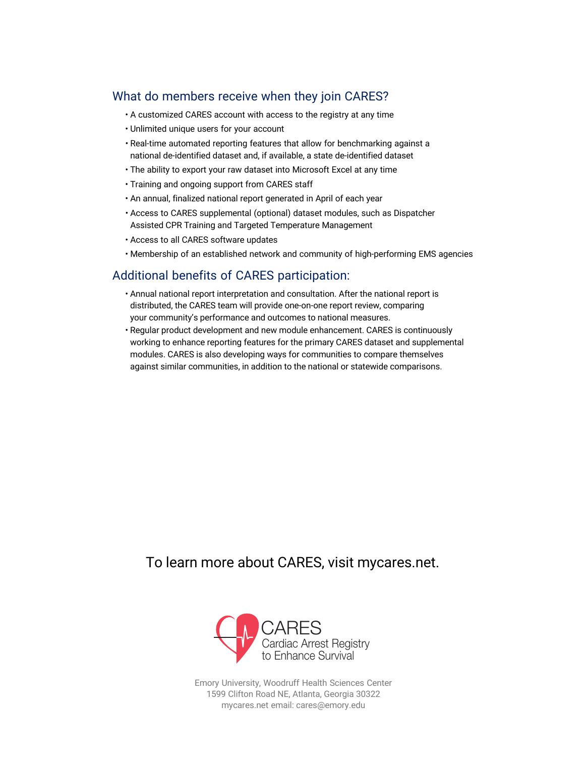## What do members receive when they join CARES?

- A customized CARES account with access to the registry at any time
- Unlimited unique users for your account
- Real-time automated reporting features that allow for benchmarking against a national de-identified dataset and, if available, a state de-identified dataset
- The ability to export your raw dataset into Microsoft Excel at any time
- Training and ongoing support from CARES staff
- An annual, finalized national report generated in April of each year
- Access to CARES supplemental (optional) dataset modules, such as Dispatcher Assisted CPR Training and Targeted Temperature Management
- Access to all CARES software updates
- Membership of an established network and community of high-performing EMS agencies

## Additional benefits of CARES participation:

- Annual national report interpretation and consultation. After the national report is distributed, the CARES team will provide one-on-one report review, comparing your community's performance and outcomes to national measures.
- Regular product development and new module enhancement. CARES is continuously working to enhance reporting features for the primary CARES dataset and supplemental modules. CARES is also developing ways for communities to compare themselves against similar communities, in addition to the national or statewide comparisons.

To learn more about CARES, visit mycares.net.

CARES
Cardiac Arrest Registry
to Enhance Survival

Emory University, Woodruff Health Sciences Center
1599 Clifton Road NE, Atlanta, Georgia 30322
mycares.net email: cares@emory.edu